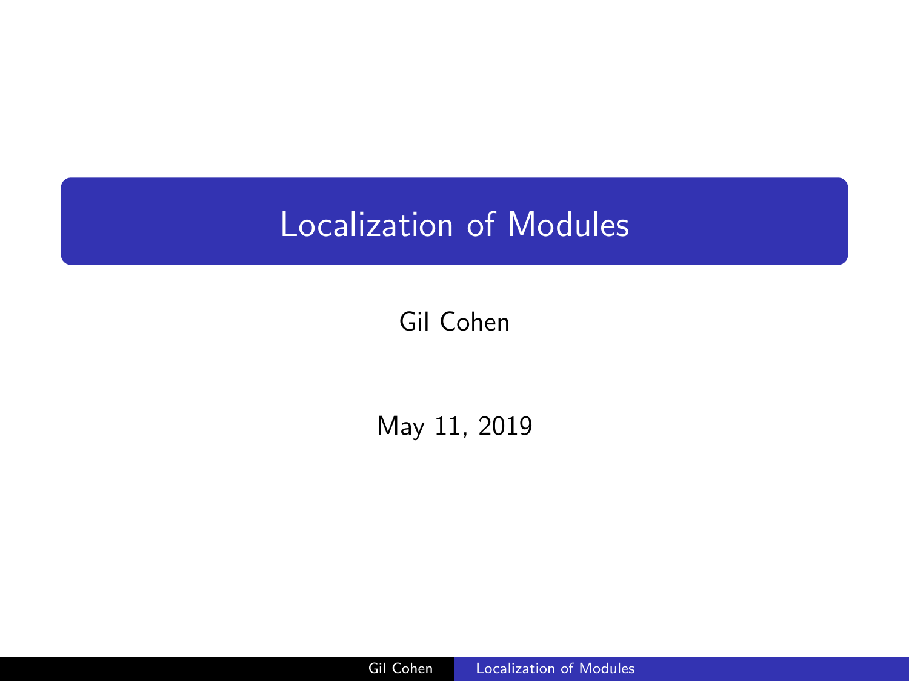# Localization of Modules

Gil Cohen

May 11, 2019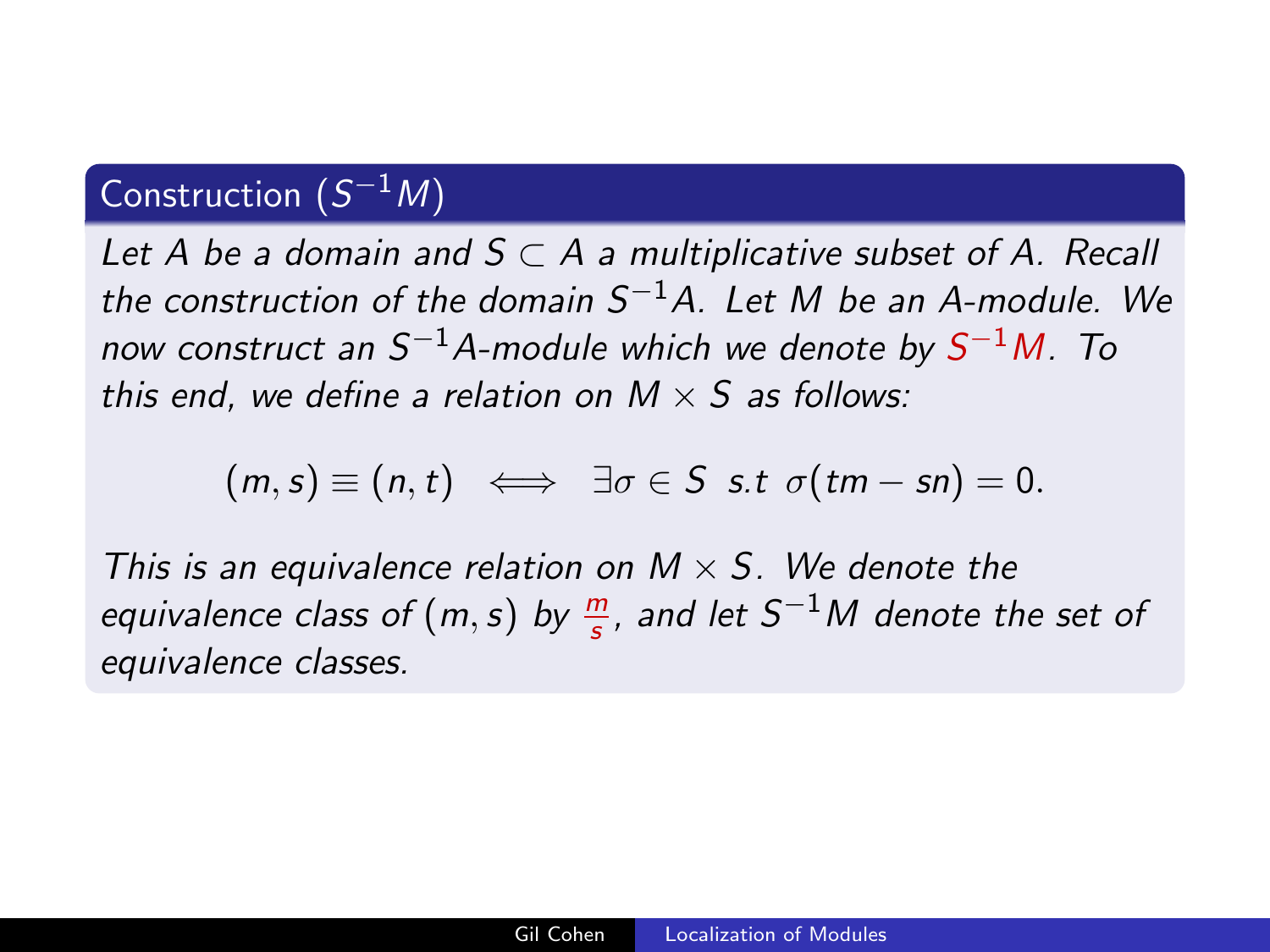## Construction ($S^{-1}M$)

*Let $A$ be a domain and $S \subset A$ a multiplicative subset of $A$. Recall the construction of the domain $S^{-1}A$. Let $M$ be an $A$-module. We now construct an $S^{-1}A$-module which we denote by $S^{-1}M$. To this end, we define a relation on $M \times S$ as follows:*

$$(m, s) \equiv (n, t) \iff \exists \sigma \in S \text{ s.t } \sigma(tm - sn) = 0.$$

*This is an equivalence relation on $M \times S$. We denote the equivalence class of $(m, s)$ by $\frac{m}{s}$, and let $S^{-1}M$ denote the set of equivalence classes.*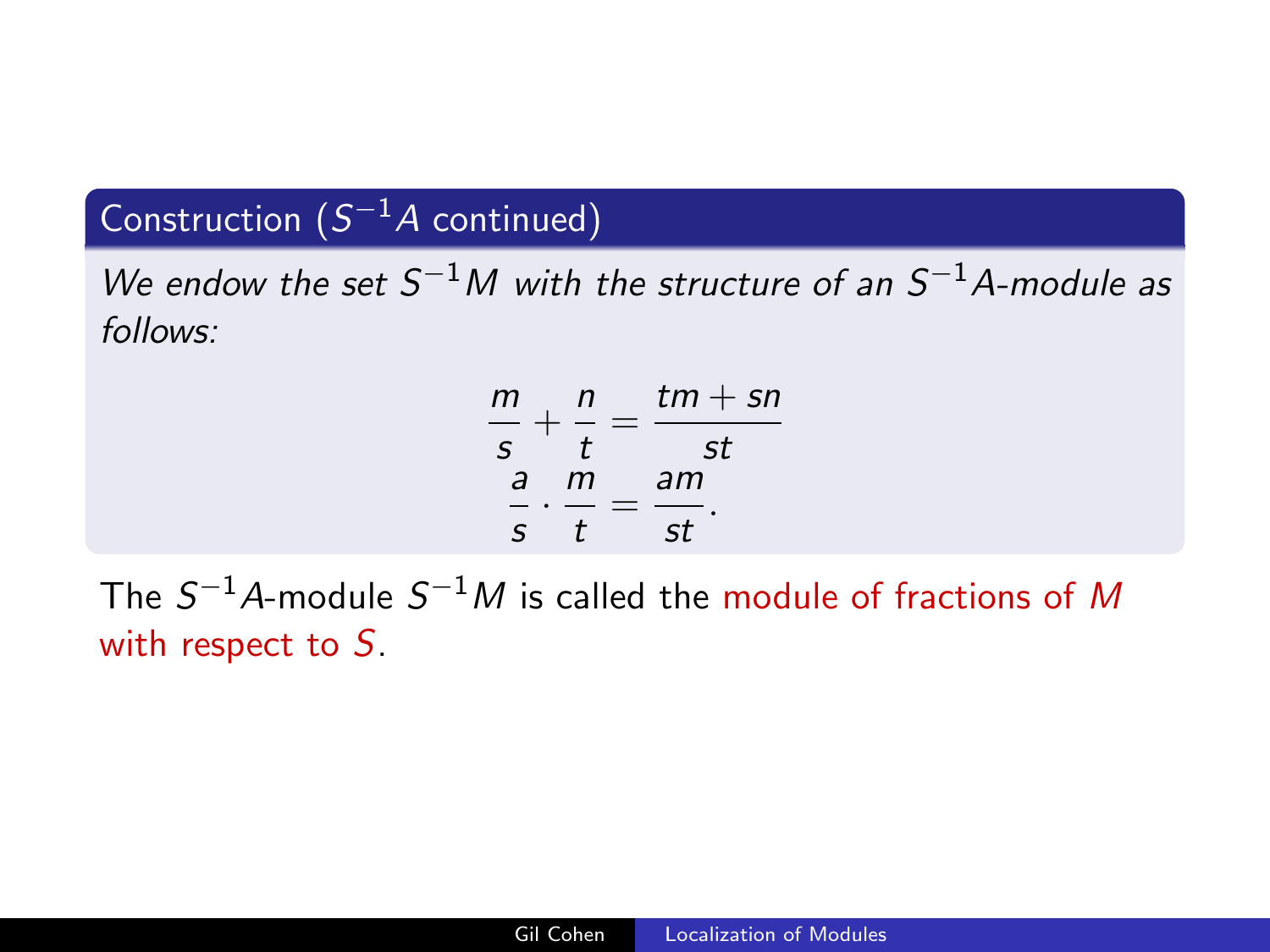**Construction ($S^{-1}A$ continued)**

*We endow the set $S^{-1}M$ with the structure of an $S^{-1}A$-module as follows:*

$$\frac{m}{s} + \frac{n}{t} = \frac{tm + sn}{st}$$
$$\frac{a}{s} \cdot \frac{m}{t} = \frac{am}{st}.$$

The $S^{-1}A$-module $S^{-1}M$ is called the module of fractions of $M$ with respect to $S$.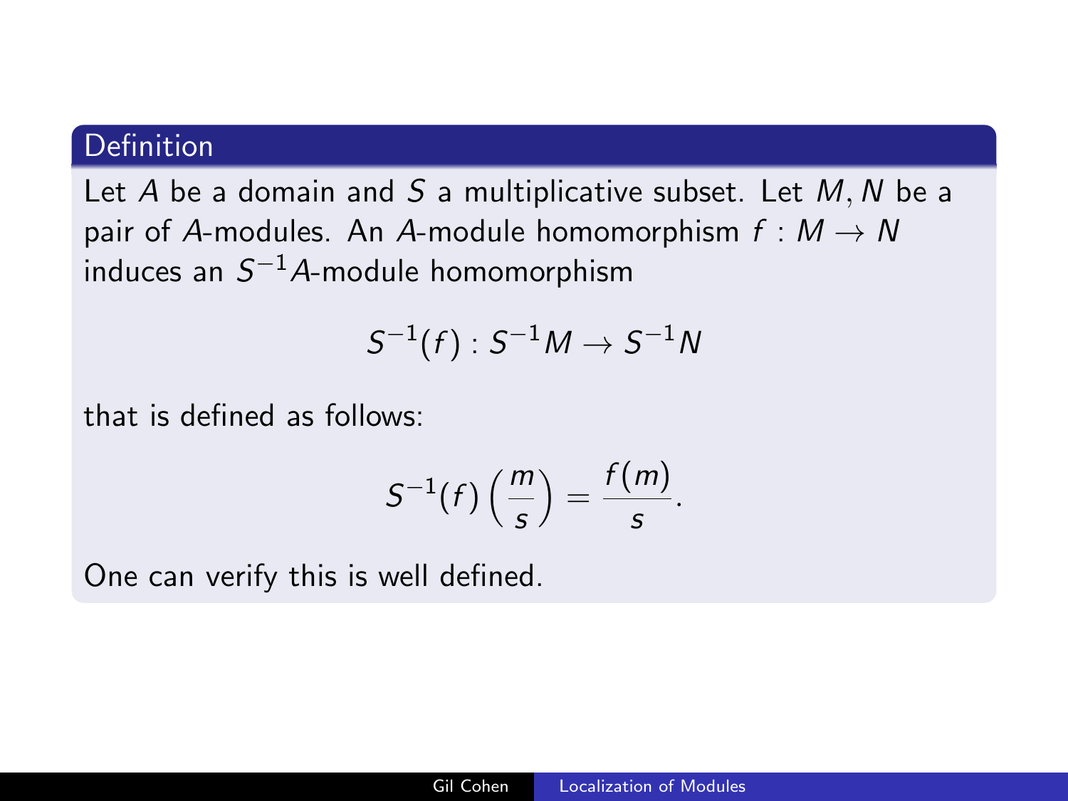### Definition

Let $A$ be a domain and $S$ a multiplicative subset. Let $M, N$ be a pair of $A$-modules. An $A$-module homomorphism $f : M \to N$ induces an $S^{-1}A$-module homomorphism

$$S^{-1}(f) : S^{-1}M \to S^{-1}N$$

that is defined as follows:

$$S^{-1}(f)\left(\frac{m}{s}\right) = \frac{f(m)}{s}.$$

One can verify this is well defined.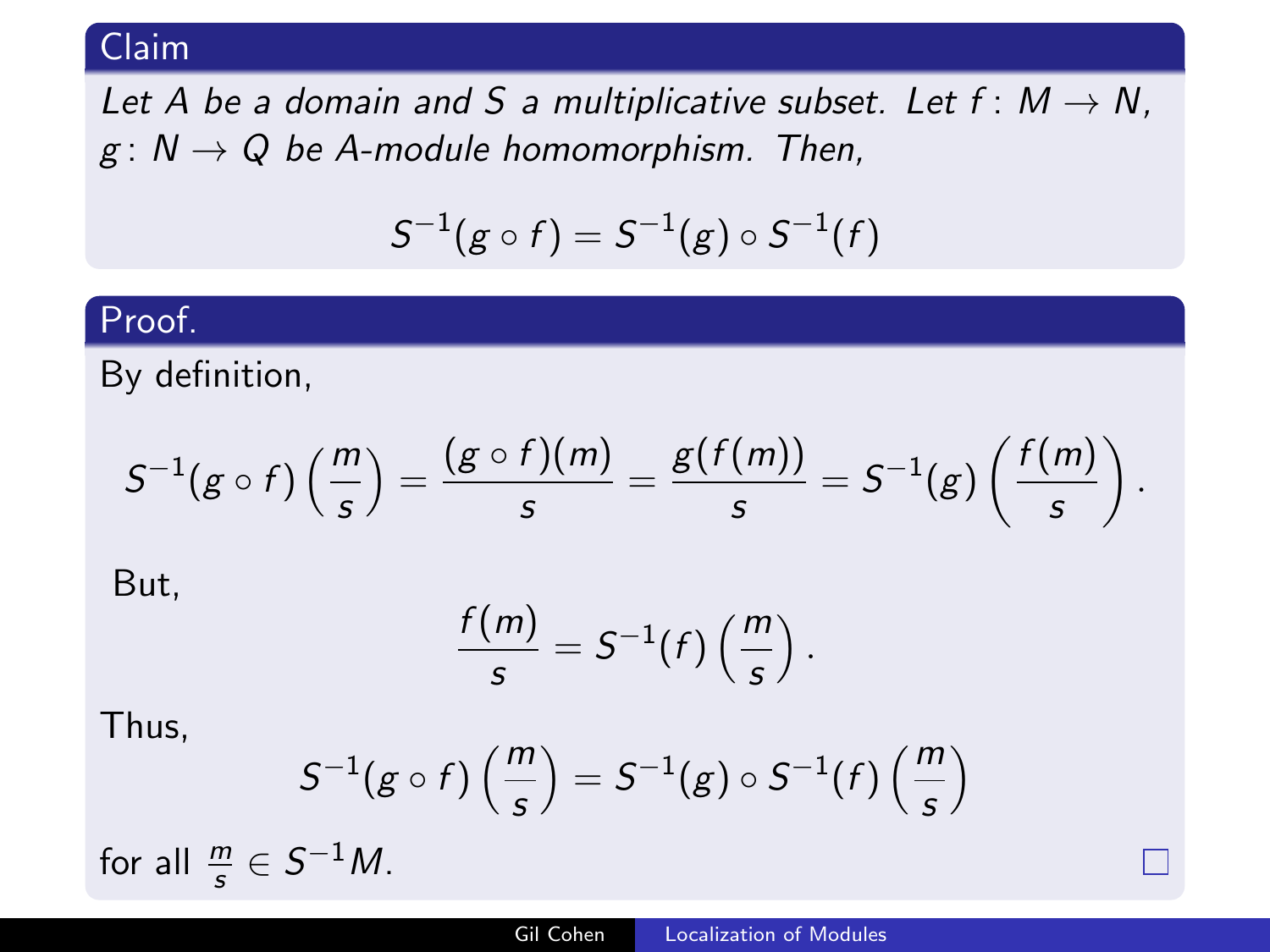**Claim**

*Let $A$ be a domain and $S$ a multiplicative subset. Let $f\colon M \to N$, $g\colon N \to Q$ be $A$-module homomorphism. Then,*

$$S^{-1}(g \circ f) = S^{-1}(g) \circ S^{-1}(f)$$

**Proof.**

By definition,

$$S^{-1}(g \circ f)\left(\frac{m}{s}\right) = \frac{(g \circ f)(m)}{s} = \frac{g(f(m))}{s} = S^{-1}(g)\left(\frac{f(m)}{s}\right).$$

But,

$$\frac{f(m)}{s} = S^{-1}(f)\left(\frac{m}{s}\right).$$

Thus,

$$S^{-1}(g \circ f)\left(\frac{m}{s}\right) = S^{-1}(g) \circ S^{-1}(f)\left(\frac{m}{s}\right)$$

for all $\frac{m}{s} \in S^{-1}M$. □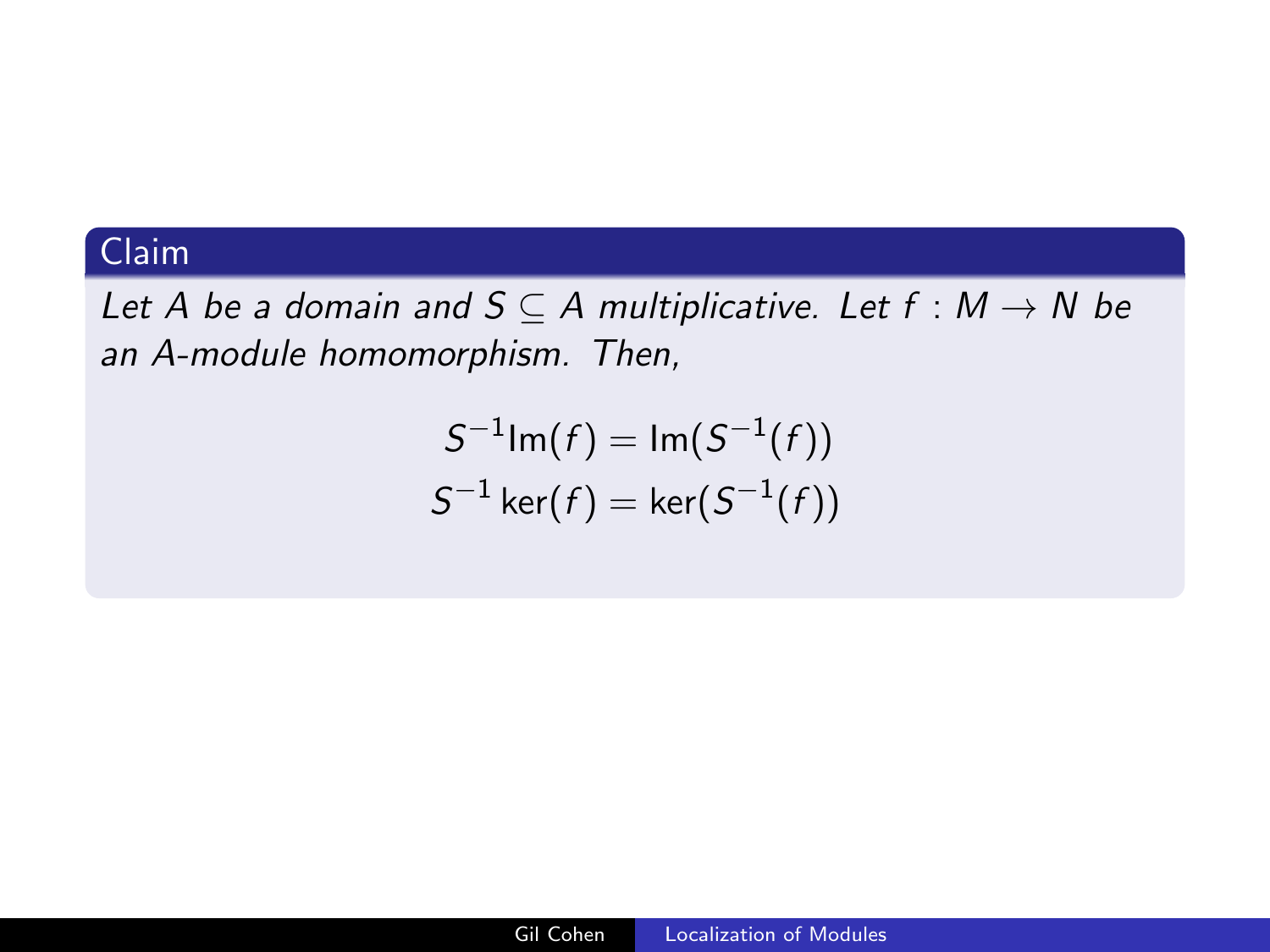**Claim**

*Let $A$ be a domain and $S \subseteq A$ multiplicative. Let $f : M \to N$ be an $A$-module homomorphism. Then,*

$$S^{-1}\mathrm{Im}(f) = \mathrm{Im}(S^{-1}(f))$$
$$S^{-1}\ker(f) = \ker(S^{-1}(f))$$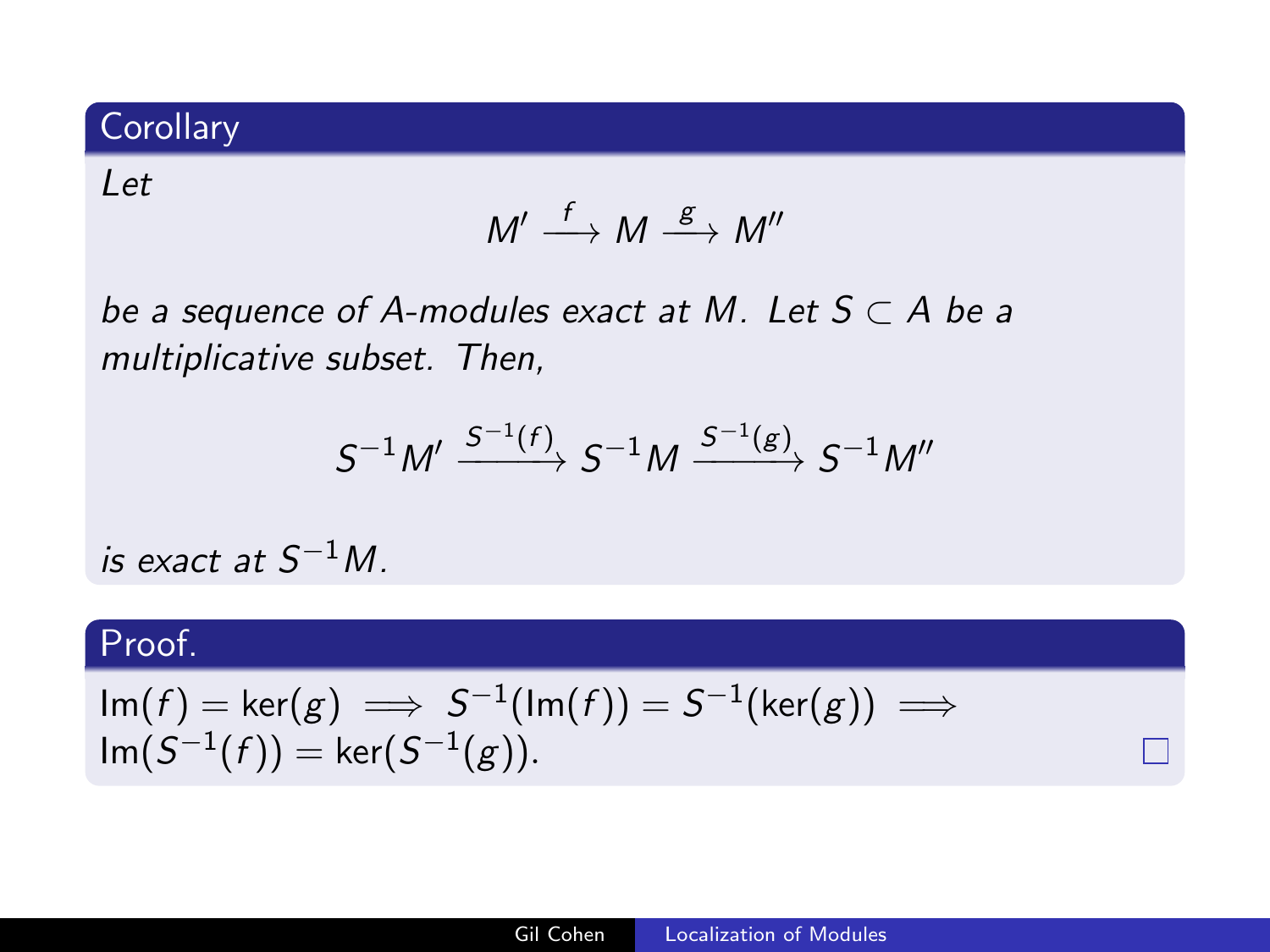**Corollary**

*Let*

$$M' \xrightarrow{f} M \xrightarrow{g} M''$$

*be a sequence of A-modules exact at M. Let $S \subset A$ be a multiplicative subset. Then,*

$$S^{-1}M' \xrightarrow{S^{-1}(f)} S^{-1}M \xrightarrow{S^{-1}(g)} S^{-1}M''$$

*is exact at $S^{-1}M$.*

**Proof.**

$\mathrm{Im}(f) = \ker(g) \implies S^{-1}(\mathrm{Im}(f)) = S^{-1}(\ker(g)) \implies \mathrm{Im}(S^{-1}(f)) = \ker(S^{-1}(g))$. □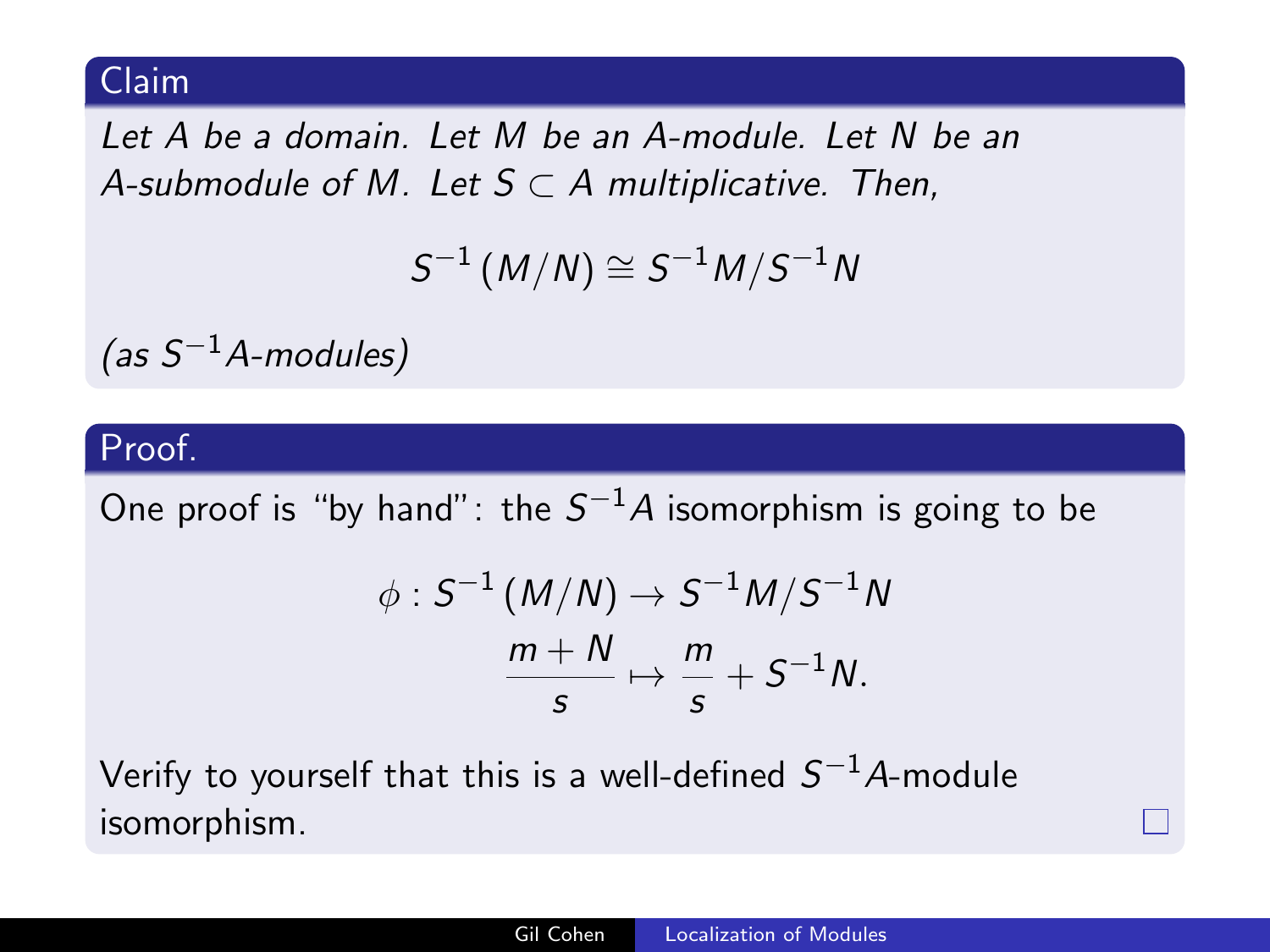**Claim**

*Let $A$ be a domain. Let $M$ be an $A$-module. Let $N$ be an $A$-submodule of $M$. Let $S \subset A$ multiplicative. Then,*

$$S^{-1}(M/N) \cong S^{-1}M/S^{-1}N$$

*(as $S^{-1}A$-modules)*

**Proof.**

One proof is "by hand": the $S^{-1}A$ isomorphism is going to be

$$\phi : S^{-1}(M/N) \to S^{-1}M/S^{-1}N$$
$$\frac{m+N}{s} \mapsto \frac{m}{s} + S^{-1}N.$$

Verify to yourself that this is a well-defined $S^{-1}A$-module isomorphism. □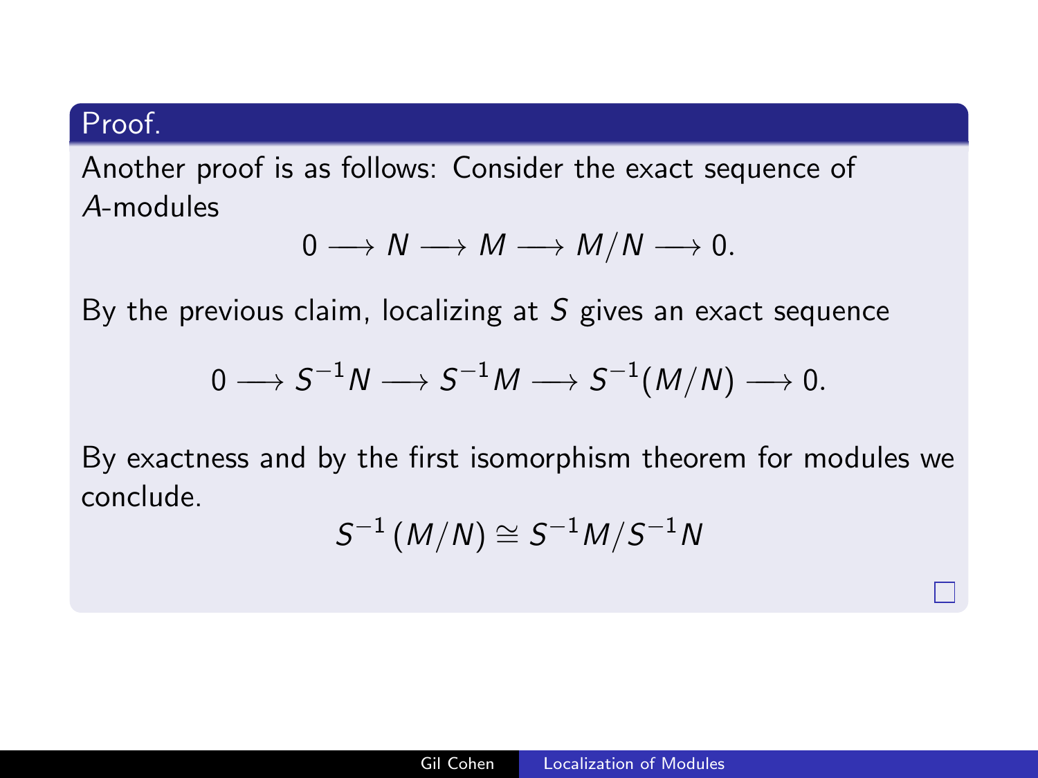**Proof.**

Another proof is as follows: Consider the exact sequence of $A$-modules

$$0 \longrightarrow N \longrightarrow M \longrightarrow M/N \longrightarrow 0.$$

By the previous claim, localizing at $S$ gives an exact sequence

$$0 \longrightarrow S^{-1}N \longrightarrow S^{-1}M \longrightarrow S^{-1}(M/N) \longrightarrow 0.$$

By exactness and by the first isomorphism theorem for modules we conclude.

$$S^{-1}(M/N) \cong S^{-1}M/S^{-1}N$$

□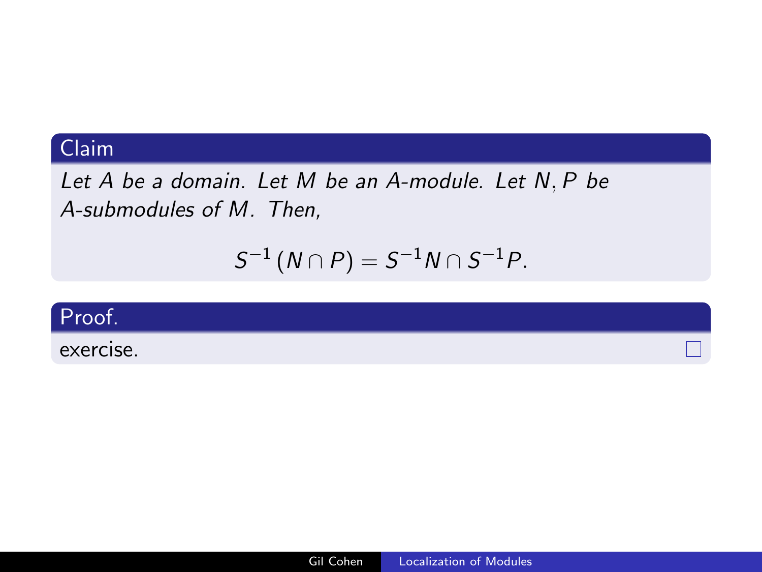**Claim**

*Let $A$ be a domain. Let $M$ be an $A$-module. Let $N, P$ be $A$-submodules of $M$. Then,*

$$S^{-1}(N \cap P) = S^{-1}N \cap S^{-1}P.$$

**Proof.**

exercise. □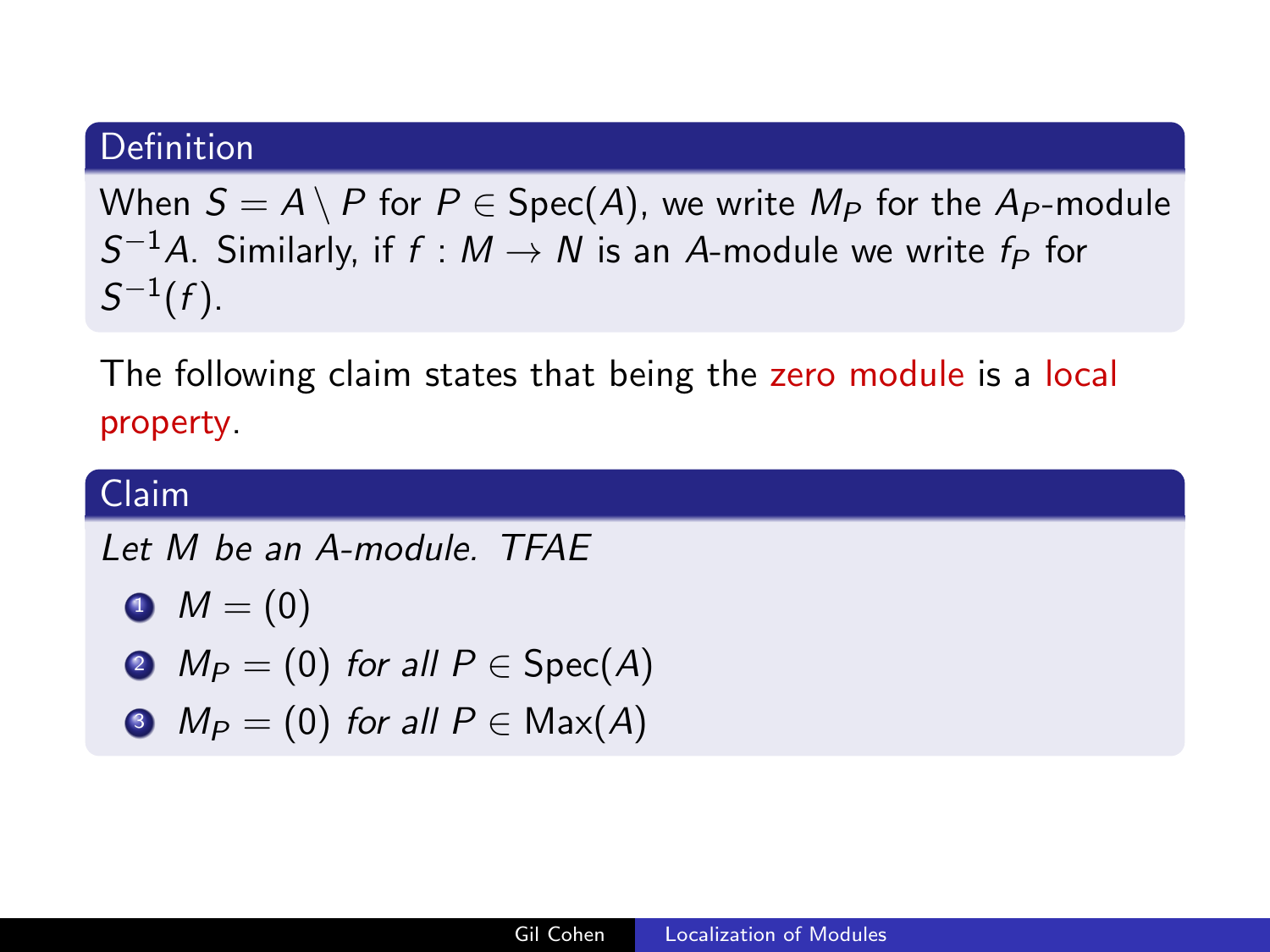**Definition**

When $S = A \setminus P$ for $P \in \text{Spec}(A)$, we write $M_P$ for the $A_P$-module $S^{-1}A$. Similarly, if $f : M \to N$ is an $A$-module we write $f_P$ for $S^{-1}(f)$.

The following claim states that being the zero module is a local property.

**Claim**

*Let $M$ be an $A$-module. TFAE*

1. $M = (0)$
2. $M_P = (0)$ *for all* $P \in \text{Spec}(A)$
3. $M_P = (0)$ *for all* $P \in \text{Max}(A)$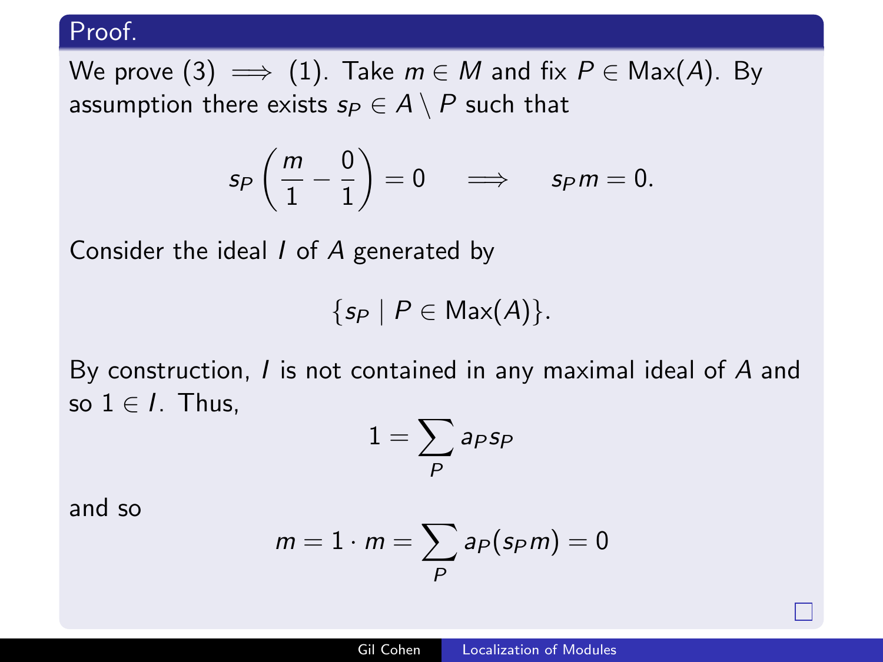**Proof.**

We prove (3) $\implies$ (1). Take $m \in M$ and fix $P \in \text{Max}(A)$. By assumption there exists $s_P \in A \setminus P$ such that

$$s_P \left( \frac{m}{1} - \frac{0}{1} \right) = 0 \quad \implies \quad s_P m = 0.$$

Consider the ideal $I$ of $A$ generated by

$$\{s_P \mid P \in \text{Max}(A)\}.$$

By construction, $I$ is not contained in any maximal ideal of $A$ and so $1 \in I$. Thus,

$$1 = \sum_P a_P s_P$$

and so

$$m = 1 \cdot m = \sum_P a_P (s_P m) = 0$$

□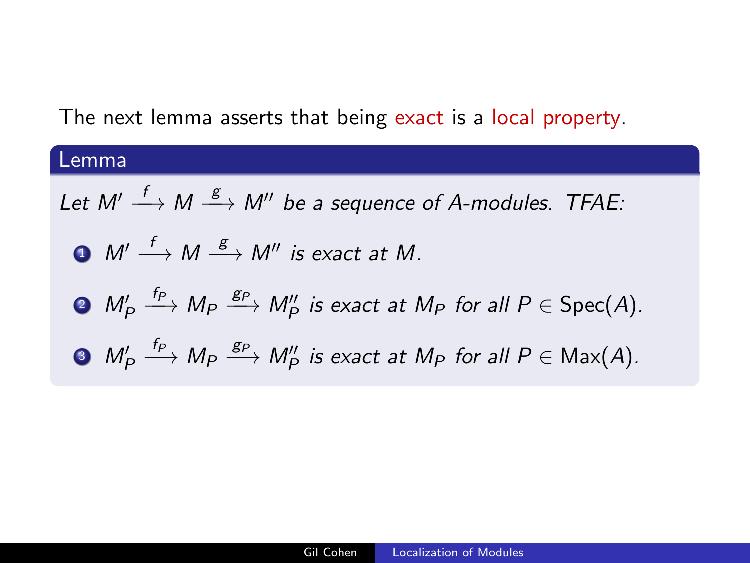The next lemma asserts that being exact is a local property.

**Lemma**

*Let $M' \xrightarrow{f} M \xrightarrow{g} M''$ be a sequence of $A$-modules. TFAE:*

1. $M' \xrightarrow{f} M \xrightarrow{g} M''$ *is exact at $M$.*
2. $M'_P \xrightarrow{f_P} M_P \xrightarrow{g_P} M''_P$ *is exact at $M_P$ for all $P \in \mathrm{Spec}(A)$.*
3. $M'_P \xrightarrow{f_P} M_P \xrightarrow{g_P} M''_P$ *is exact at $M_P$ for all $P \in \mathrm{Max}(A)$.*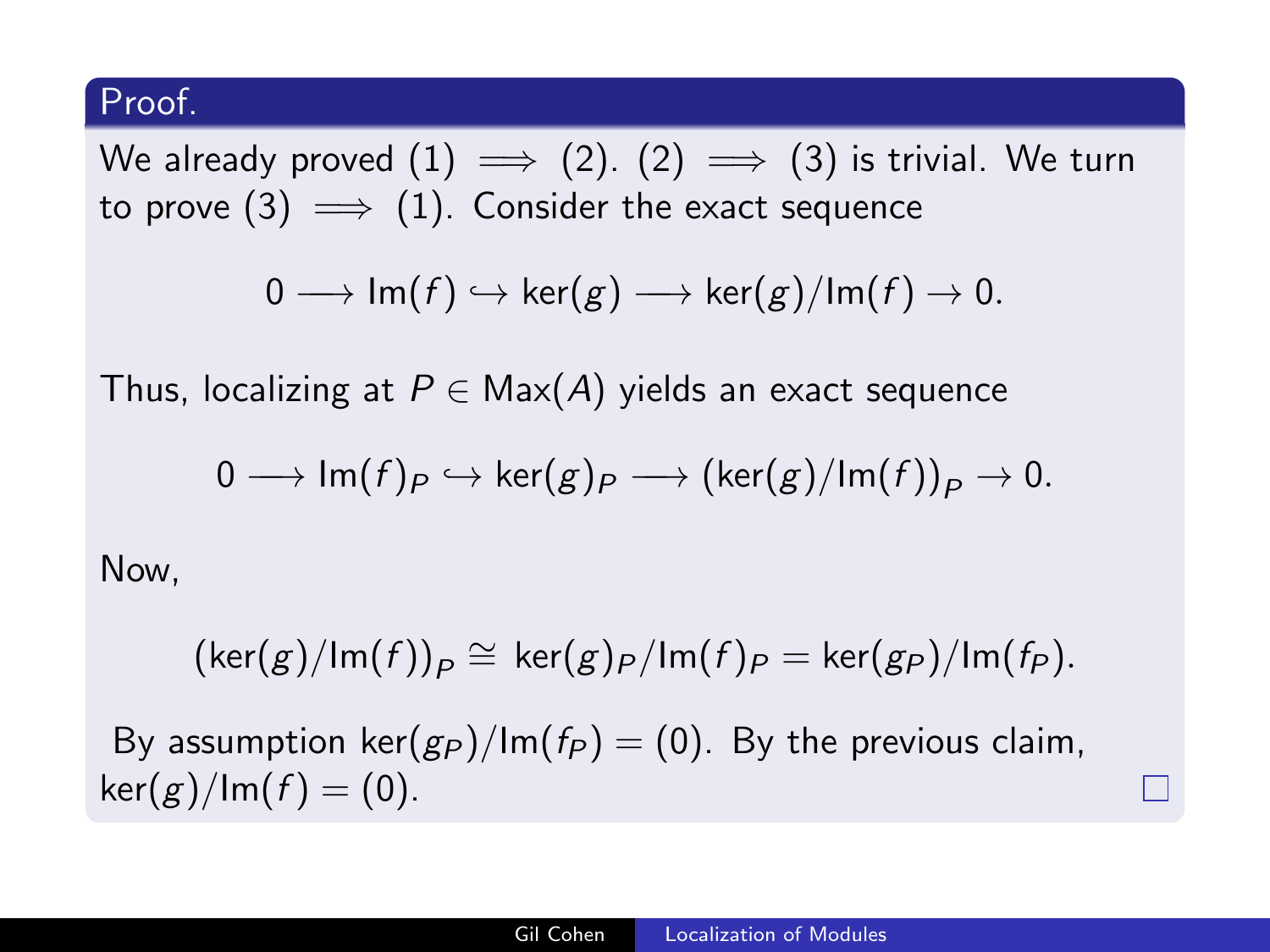**Proof.**

We already proved (1) $\implies$ (2). (2) $\implies$ (3) is trivial. We turn to prove (3) $\implies$ (1). Consider the exact sequence

$$0 \longrightarrow \mathrm{Im}(f) \hookrightarrow \ker(g) \longrightarrow \ker(g)/\mathrm{Im}(f) \to 0.$$

Thus, localizing at $P \in \mathrm{Max}(A)$ yields an exact sequence

$$0 \longrightarrow \mathrm{Im}(f)_P \hookrightarrow \ker(g)_P \longrightarrow (\ker(g)/\mathrm{Im}(f))_P \to 0.$$

Now,

$$(\ker(g)/\mathrm{Im}(f))_P \cong \ker(g)_P/\mathrm{Im}(f)_P = \ker(g_P)/\mathrm{Im}(f_P).$$

By assumption $\ker(g_P)/\mathrm{Im}(f_P) = (0)$. By the previous claim, $\ker(g)/\mathrm{Im}(f) = (0)$. □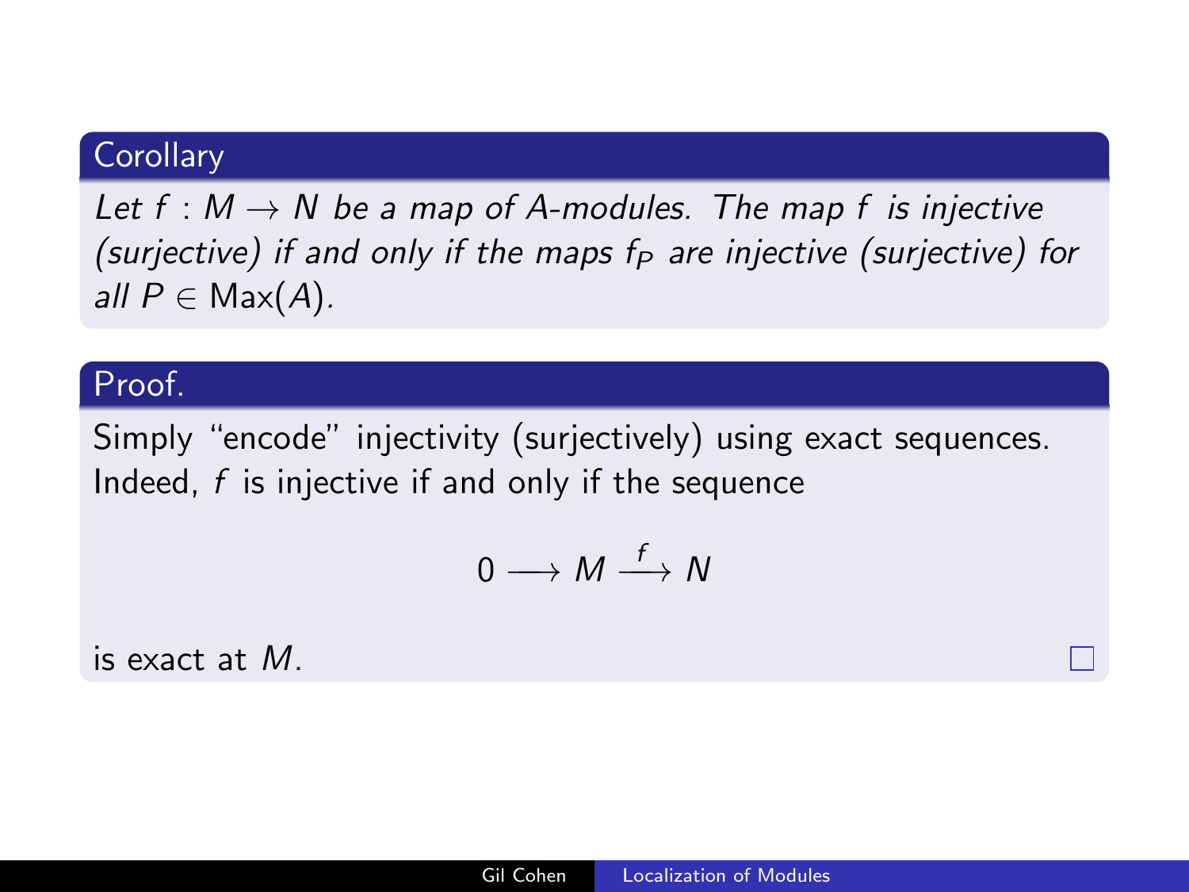**Corollary**

*Let $f : M \to N$ be a map of $A$-modules. The map $f$ is injective (surjective) if and only if the maps $f_P$ are injective (surjective) for all $P \in \mathrm{Max}(A)$.*

**Proof.**

Simply "encode" injectivity (surjectively) using exact sequences. Indeed, $f$ is injective if and only if the sequence

$$0 \longrightarrow M \xrightarrow{f} N$$

is exact at $M$. □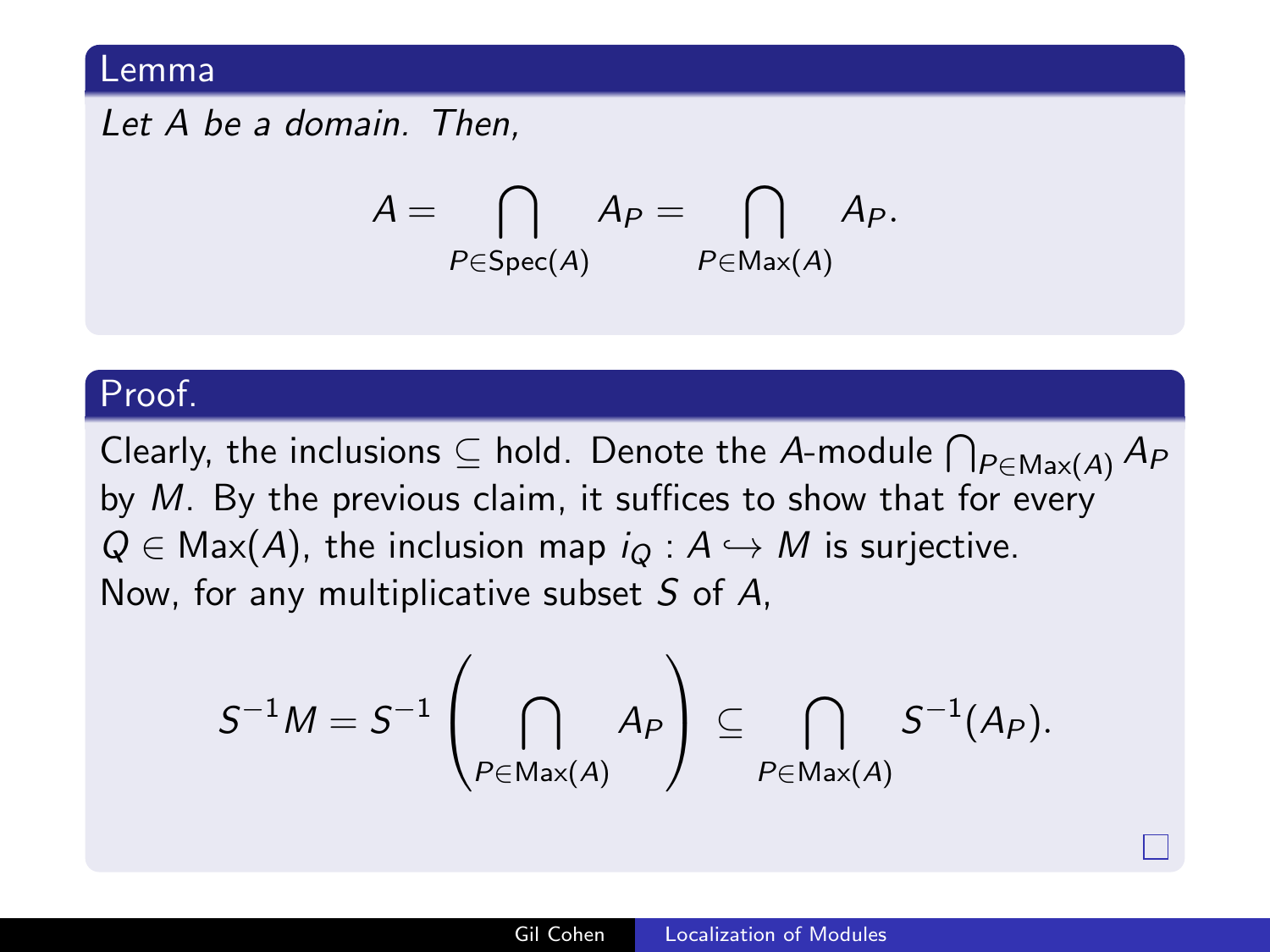## Lemma

*Let $A$ be a domain. Then,*

$$A = \bigcap_{P \in \mathrm{Spec}(A)} A_P = \bigcap_{P \in \mathrm{Max}(A)} A_P.$$

## Proof.

Clearly, the inclusions $\subseteq$ hold. Denote the $A$-module $\bigcap_{P \in \mathrm{Max}(A)} A_P$ by $M$. By the previous claim, it suffices to show that for every $Q \in \mathrm{Max}(A)$, the inclusion map $i_Q : A \hookrightarrow M$ is surjective. Now, for any multiplicative subset $S$ of $A$,

$$S^{-1}M = S^{-1}\left(\bigcap_{P \in \mathrm{Max}(A)} A_P\right) \subseteq \bigcap_{P \in \mathrm{Max}(A)} S^{-1}(A_P).$$

□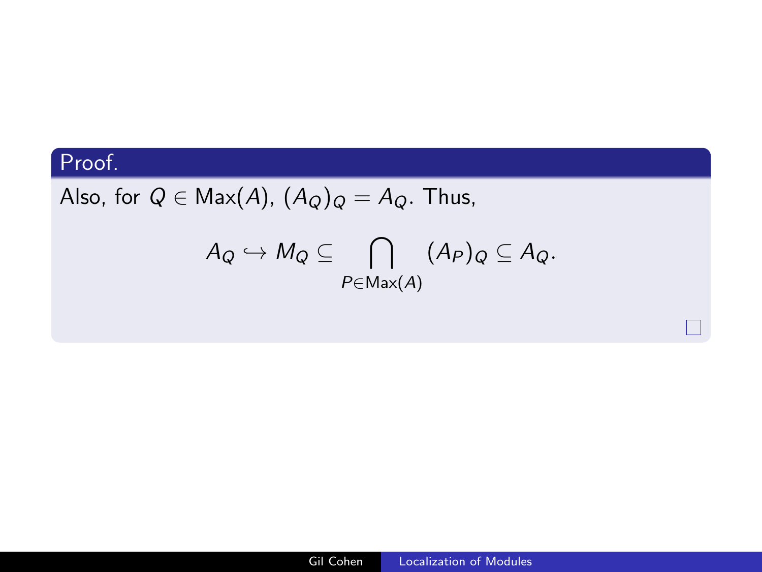**Proof.**

Also, for $Q \in \text{Max}(A)$, $(A_Q)_Q = A_Q$. Thus,

$$A_Q \hookrightarrow M_Q \subseteq \bigcap_{P \in \text{Max}(A)} (A_P)_Q \subseteq A_Q.$$

□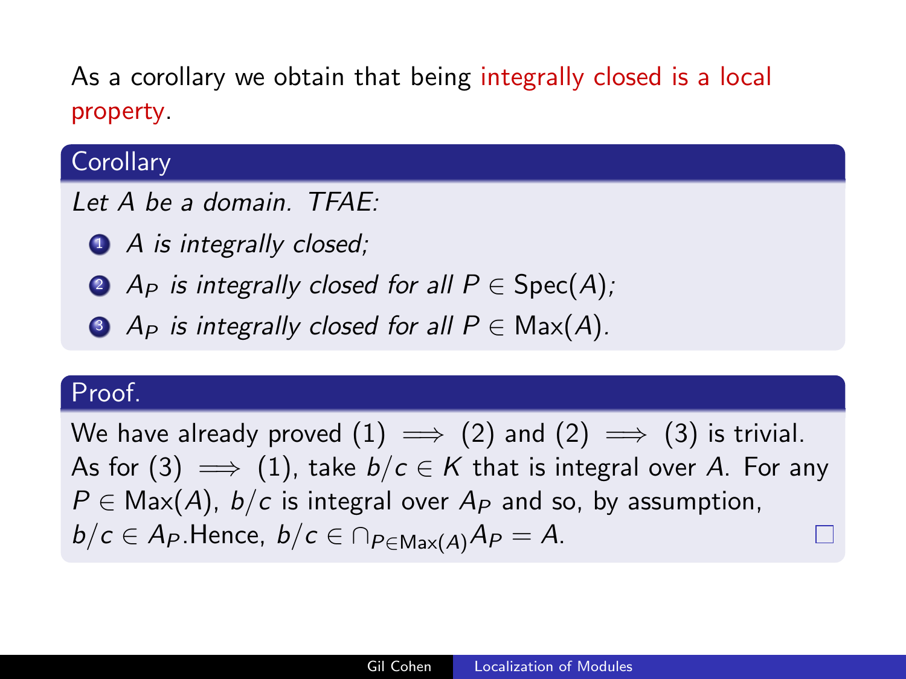As a corollary we obtain that being integrally closed is a local property.

**Corollary**

*Let $A$ be a domain. TFAE:*

1. *$A$ is integrally closed;*
2. *$A_P$ is integrally closed for all $P \in \mathrm{Spec}(A)$;*
3. *$A_P$ is integrally closed for all $P \in \mathrm{Max}(A)$.*

**Proof.**

We have already proved (1) $\implies$ (2) and (2) $\implies$ (3) is trivial. As for (3) $\implies$ (1), take $b/c \in K$ that is integral over $A$. For any $P \in \mathrm{Max}(A)$, $b/c$ is integral over $A_P$ and so, by assumption, $b/c \in A_P$.Hence, $b/c \in \cap_{P \in \mathrm{Max}(A)} A_P = A$. □